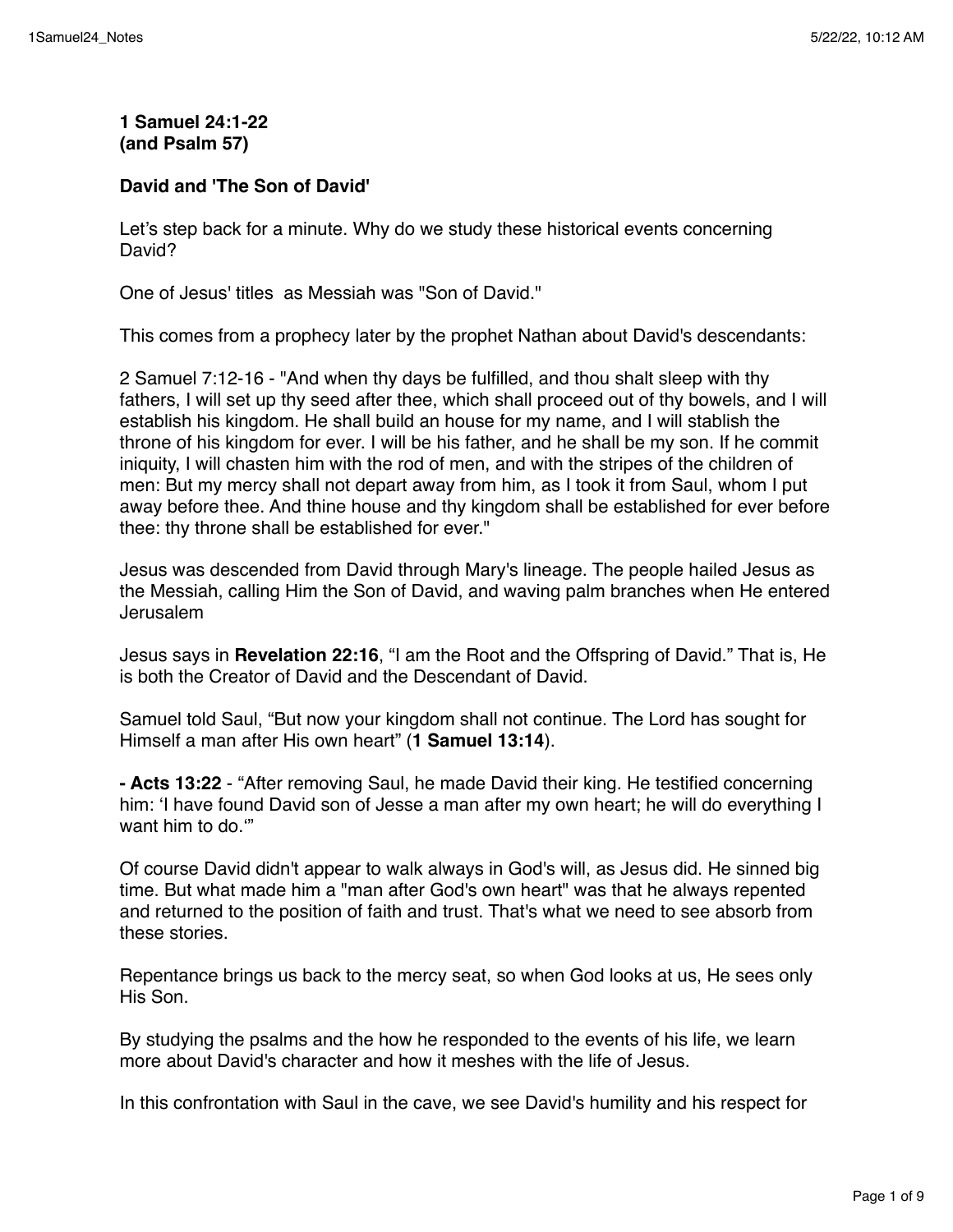**1 Samuel 24:1-22**
**(and Psalm 57)**

**David and 'The Son of David'**

Let's step back for a minute. Why do we study these historical events concerning David?

One of Jesus' titles as Messiah was "Son of David."

This comes from a prophecy later by the prophet Nathan about David's descendants:

2 Samuel 7:12-16 - "And when thy days be fulfilled, and thou shalt sleep with thy fathers, I will set up thy seed after thee, which shall proceed out of thy bowels, and I will establish his kingdom. He shall build an house for my name, and I will stablish the throne of his kingdom for ever. I will be his father, and he shall be my son. If he commit iniquity, I will chasten him with the rod of men, and with the stripes of the children of men: But my mercy shall not depart away from him, as I took it from Saul, whom I put away before thee. And thine house and thy kingdom shall be established for ever before thee: thy throne shall be established for ever."

Jesus was descended from David through Mary's lineage. The people hailed Jesus as the Messiah, calling Him the Son of David, and waving palm branches when He entered Jerusalem

Jesus says in **Revelation 22:16**, "I am the Root and the Offspring of David." That is, He is both the Creator of David and the Descendant of David.

Samuel told Saul, "But now your kingdom shall not continue. The Lord has sought for Himself a man after His own heart" (**1 Samuel 13:14**).

**- Acts 13:22** - "After removing Saul, he made David their king. He testified concerning him: 'I have found David son of Jesse a man after my own heart; he will do everything I want him to do.'"

Of course David didn't appear to walk always in God's will, as Jesus did. He sinned big time. But what made him a "man after God's own heart" was that he always repented and returned to the position of faith and trust. That's what we need to see absorb from these stories.

Repentance brings us back to the mercy seat, so when God looks at us, He sees only His Son.

By studying the psalms and the how he responded to the events of his life, we learn more about David's character and how it meshes with the life of Jesus.

In this confrontation with Saul in the cave, we see David's humility and his respect for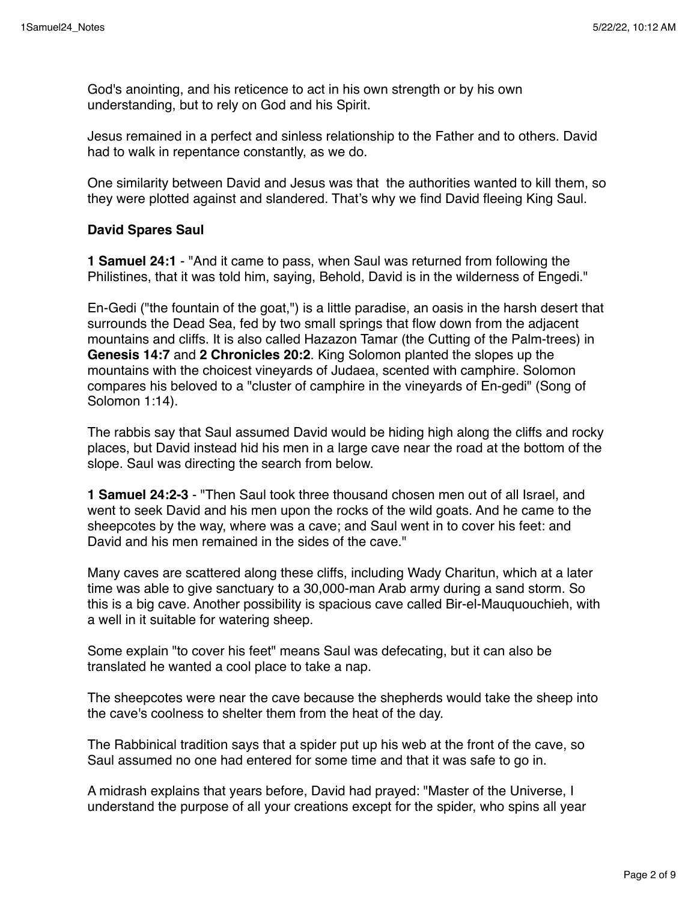God's anointing, and his reticence to act in his own strength or by his own understanding, but to rely on God and his Spirit.

Jesus remained in a perfect and sinless relationship to the Father and to others. David had to walk in repentance constantly, as we do.

One similarity between David and Jesus was that  the authorities wanted to kill them, so they were plotted against and slandered. That's why we find David fleeing King Saul.

**David Spares Saul**

**1 Samuel 24:1** - "And it came to pass, when Saul was returned from following the Philistines, that it was told him, saying, Behold, David is in the wilderness of Engedi."

En-Gedi ("the fountain of the goat,") is a little paradise, an oasis in the harsh desert that surrounds the Dead Sea, fed by two small springs that flow down from the adjacent mountains and cliffs. It is also called Hazazon Tamar (the Cutting of the Palm-trees) in **Genesis 14:7** and **2 Chronicles 20:2**. King Solomon planted the slopes up the mountains with the choicest vineyards of Judaea, scented with camphire. Solomon compares his beloved to a "cluster of camphire in the vineyards of En-gedi" (Song of Solomon 1:14).

The rabbis say that Saul assumed David would be hiding high along the cliffs and rocky places, but David instead hid his men in a large cave near the road at the bottom of the slope. Saul was directing the search from below.

**1 Samuel 24:2-3** - "Then Saul took three thousand chosen men out of all Israel, and went to seek David and his men upon the rocks of the wild goats. And he came to the sheepcotes by the way, where was a cave; and Saul went in to cover his feet: and David and his men remained in the sides of the cave."

Many caves are scattered along these cliffs, including Wady Charitun, which at a later time was able to give sanctuary to a 30,000-man Arab army during a sand storm. So this is a big cave. Another possibility is spacious cave called Bir-el-Mauquouchieh, with a well in it suitable for watering sheep.

Some explain "to cover his feet" means Saul was defecating, but it can also be translated he wanted a cool place to take a nap.

The sheepcotes were near the cave because the shepherds would take the sheep into the cave's coolness to shelter them from the heat of the day.

The Rabbinical tradition says that a spider put up his web at the front of the cave, so Saul assumed no one had entered for some time and that it was safe to go in.

A midrash explains that years before, David had prayed: "Master of the Universe, I understand the purpose of all your creations except for the spider, who spins all year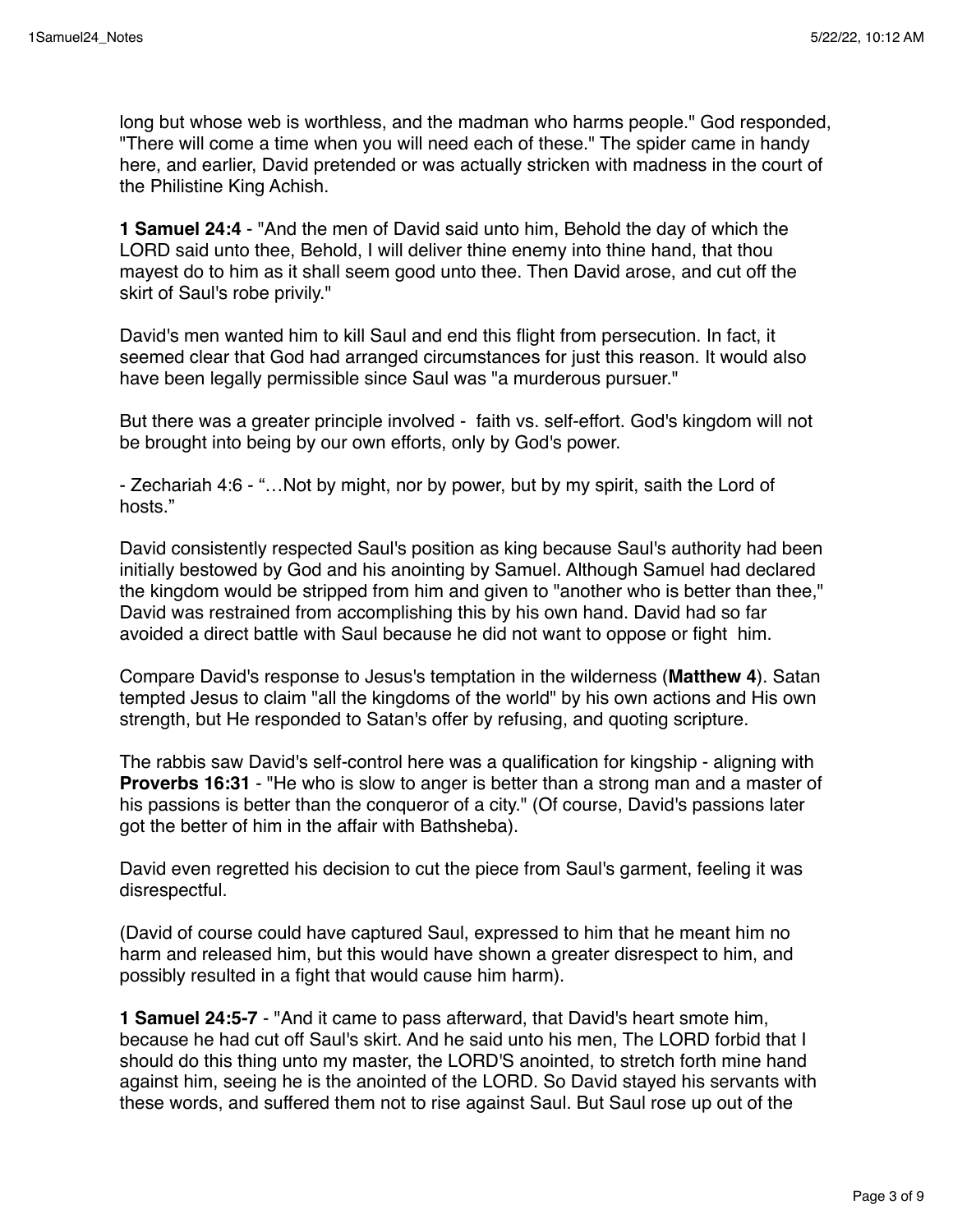long but whose web is worthless, and the madman who harms people." God responded, "There will come a time when you will need each of these." The spider came in handy here, and earlier, David pretended or was actually stricken with madness in the court of the Philistine King Achish.

**1 Samuel 24:4** - "And the men of David said unto him, Behold the day of which the LORD said unto thee, Behold, I will deliver thine enemy into thine hand, that thou mayest do to him as it shall seem good unto thee. Then David arose, and cut off the skirt of Saul's robe privily."

David's men wanted him to kill Saul and end this flight from persecution. In fact, it seemed clear that God had arranged circumstances for just this reason. It would also have been legally permissible since Saul was "a murderous pursuer."

But there was a greater principle involved - faith vs. self-effort. God's kingdom will not be brought into being by our own efforts, only by God's power.

- Zechariah 4:6 - "…Not by might, nor by power, but by my spirit, saith the Lord of hosts."

David consistently respected Saul's position as king because Saul's authority had been initially bestowed by God and his anointing by Samuel. Although Samuel had declared the kingdom would be stripped from him and given to "another who is better than thee," David was restrained from accomplishing this by his own hand. David had so far avoided a direct battle with Saul because he did not want to oppose or fight him.

Compare David's response to Jesus's temptation in the wilderness (**Matthew 4**). Satan tempted Jesus to claim "all the kingdoms of the world" by his own actions and His own strength, but He responded to Satan's offer by refusing, and quoting scripture.

The rabbis saw David's self-control here was a qualification for kingship - aligning with **Proverbs 16:31** - "He who is slow to anger is better than a strong man and a master of his passions is better than the conqueror of a city." (Of course, David's passions later got the better of him in the affair with Bathsheba).

David even regretted his decision to cut the piece from Saul's garment, feeling it was disrespectful.

(David of course could have captured Saul, expressed to him that he meant him no harm and released him, but this would have shown a greater disrespect to him, and possibly resulted in a fight that would cause him harm).

**1 Samuel 24:5-7** - "And it came to pass afterward, that David's heart smote him, because he had cut off Saul's skirt. And he said unto his men, The LORD forbid that I should do this thing unto my master, the LORD'S anointed, to stretch forth mine hand against him, seeing he is the anointed of the LORD. So David stayed his servants with these words, and suffered them not to rise against Saul. But Saul rose up out of the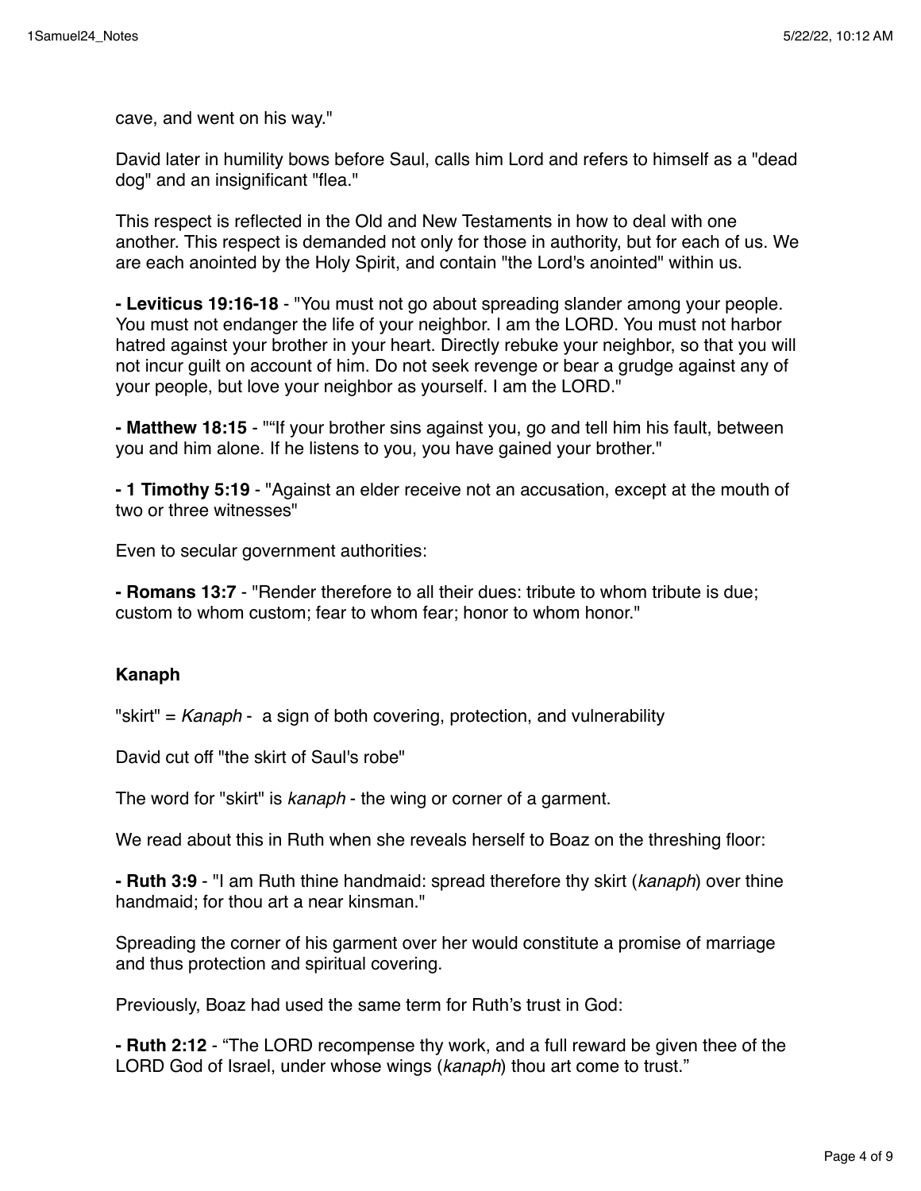cave, and went on his way."

David later in humility bows before Saul, calls him Lord and refers to himself as a "dead dog" and an insignificant "flea."

This respect is reflected in the Old and New Testaments in how to deal with one another. This respect is demanded not only for those in authority, but for each of us. We are each anointed by the Holy Spirit, and contain "the Lord's anointed" within us.

**- Leviticus 19:16-18** - "You must not go about spreading slander among your people. You must not endanger the life of your neighbor. I am the LORD. You must not harbor hatred against your brother in your heart. Directly rebuke your neighbor, so that you will not incur guilt on account of him. Do not seek revenge or bear a grudge against any of your people, but love your neighbor as yourself. I am the LORD."

**- Matthew 18:15** - "“If your brother sins against you, go and tell him his fault, between you and him alone. If he listens to you, you have gained your brother."

**- 1 Timothy 5:19** - "Against an elder receive not an accusation, except at the mouth of two or three witnesses"

Even to secular government authorities:

**- Romans 13:7** - "Render therefore to all their dues: tribute to whom tribute is due; custom to whom custom; fear to whom fear; honor to whom honor."

**Kanaph**

"skirt" = *Kanaph* - a sign of both covering, protection, and vulnerability

David cut off "the skirt of Saul's robe"

The word for "skirt" is *kanaph* - the wing or corner of a garment.

We read about this in Ruth when she reveals herself to Boaz on the threshing floor:

**- Ruth 3:9** - "I am Ruth thine handmaid: spread therefore thy skirt (*kanaph*) over thine handmaid; for thou art a near kinsman."

Spreading the corner of his garment over her would constitute a promise of marriage and thus protection and spiritual covering.

Previously, Boaz had used the same term for Ruth’s trust in God:

**- Ruth 2:12** - “The LORD recompense thy work, and a full reward be given thee of the LORD God of Israel, under whose wings (*kanaph*) thou art come to trust.”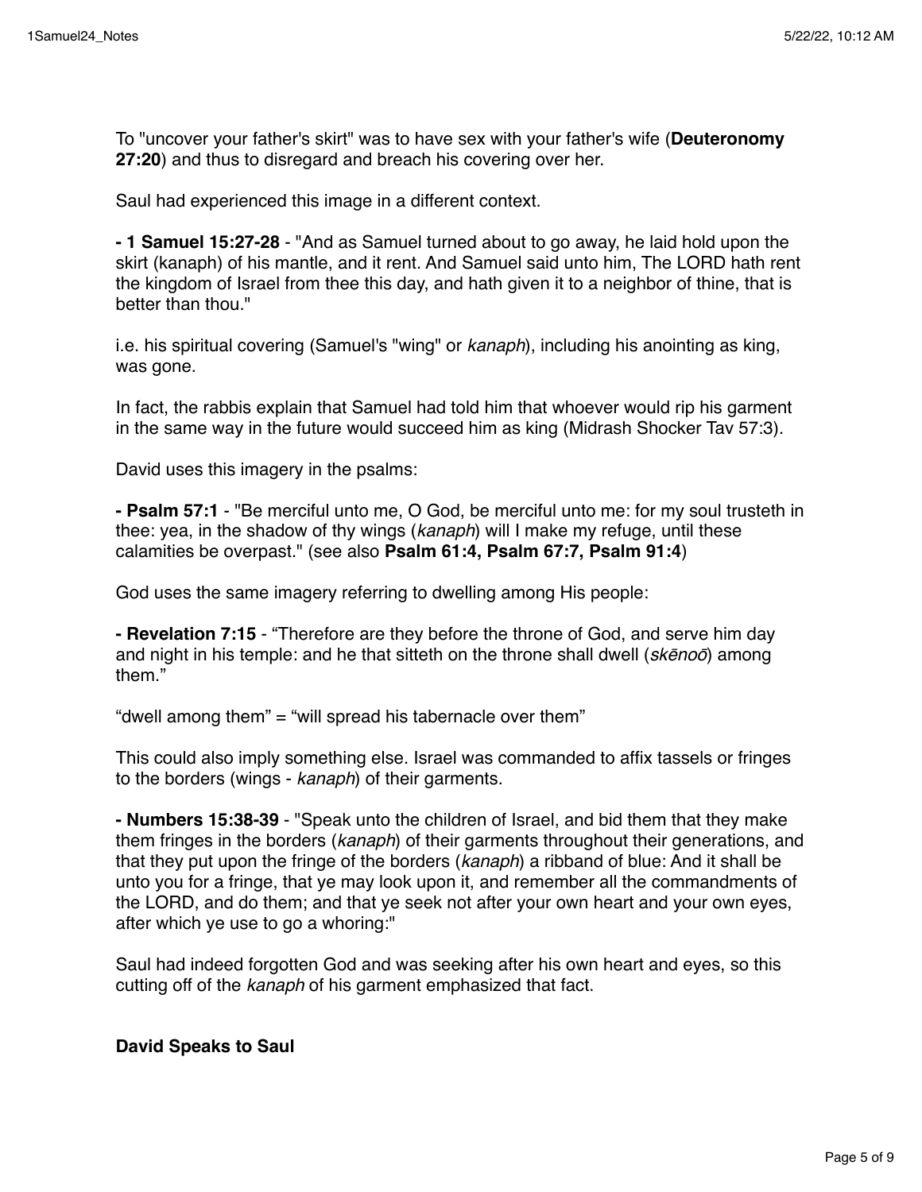To "uncover your father's skirt" was to have sex with your father's wife (**Deuteronomy 27:20**) and thus to disregard and breach his covering over her.

Saul had experienced this image in a different context.

**- 1 Samuel 15:27-28** - "And as Samuel turned about to go away, he laid hold upon the skirt (kanaph) of his mantle, and it rent. And Samuel said unto him, The LORD hath rent the kingdom of Israel from thee this day, and hath given it to a neighbor of thine, that is better than thou."

i.e. his spiritual covering (Samuel's "wing" or *kanaph*), including his anointing as king, was gone.

In fact, the rabbis explain that Samuel had told him that whoever would rip his garment in the same way in the future would succeed him as king (Midrash Shocker Tav 57:3).

David uses this imagery in the psalms:

**- Psalm 57:1** - "Be merciful unto me, O God, be merciful unto me: for my soul trusteth in thee: yea, in the shadow of thy wings (*kanaph*) will I make my refuge, until these calamities be overpast." (see also **Psalm 61:4, Psalm 67:7, Psalm 91:4**)

God uses the same imagery referring to dwelling among His people:

**- Revelation 7:15** - “Therefore are they before the throne of God, and serve him day and night in his temple: and he that sitteth on the throne shall dwell (*skēnoō*) among them.”

“dwell among them” = “will spread his tabernacle over them”

This could also imply something else. Israel was commanded to affix tassels or fringes to the borders (wings - *kanaph*) of their garments.

**- Numbers 15:38-39** - "Speak unto the children of Israel, and bid them that they make them fringes in the borders (*kanaph*) of their garments throughout their generations, and that they put upon the fringe of the borders (*kanaph*) a ribband of blue: And it shall be unto you for a fringe, that ye may look upon it, and remember all the commandments of the LORD, and do them; and that ye seek not after your own heart and your own eyes, after which ye use to go a whoring:"

Saul had indeed forgotten God and was seeking after his own heart and eyes, so this cutting off of the *kanaph* of his garment emphasized that fact.

**David Speaks to Saul**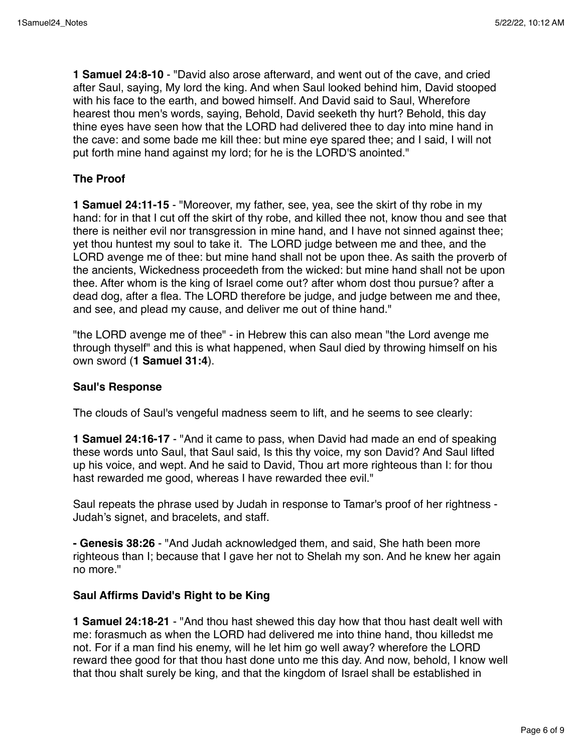**1 Samuel 24:8-10** - "David also arose afterward, and went out of the cave, and cried after Saul, saying, My lord the king. And when Saul looked behind him, David stooped with his face to the earth, and bowed himself. And David said to Saul, Wherefore hearest thou men's words, saying, Behold, David seeketh thy hurt? Behold, this day thine eyes have seen how that the LORD had delivered thee to day into mine hand in the cave: and some bade me kill thee: but mine eye spared thee; and I said, I will not put forth mine hand against my lord; for he is the LORD'S anointed."

**The Proof**

**1 Samuel 24:11-15** - "Moreover, my father, see, yea, see the skirt of thy robe in my hand: for in that I cut off the skirt of thy robe, and killed thee not, know thou and see that there is neither evil nor transgression in mine hand, and I have not sinned against thee; yet thou huntest my soul to take it. The LORD judge between me and thee, and the LORD avenge me of thee: but mine hand shall not be upon thee. As saith the proverb of the ancients, Wickedness proceedeth from the wicked: but mine hand shall not be upon thee. After whom is the king of Israel come out? after whom dost thou pursue? after a dead dog, after a flea. The LORD therefore be judge, and judge between me and thee, and see, and plead my cause, and deliver me out of thine hand."

"the LORD avenge me of thee" - in Hebrew this can also mean "the Lord avenge me through thyself" and this is what happened, when Saul died by throwing himself on his own sword (**1 Samuel 31:4**).

**Saul's Response**

The clouds of Saul's vengeful madness seem to lift, and he seems to see clearly:

**1 Samuel 24:16-17** - "And it came to pass, when David had made an end of speaking these words unto Saul, that Saul said, Is this thy voice, my son David? And Saul lifted up his voice, and wept. And he said to David, Thou art more righteous than I: for thou hast rewarded me good, whereas I have rewarded thee evil."

Saul repeats the phrase used by Judah in response to Tamar's proof of her rightness - Judah's signet, and bracelets, and staff.

**- Genesis 38:26** - "And Judah acknowledged them, and said, She hath been more righteous than I; because that I gave her not to Shelah my son. And he knew her again no more."

**Saul Affirms David's Right to be King**

**1 Samuel 24:18-21** - "And thou hast shewed this day how that thou hast dealt well with me: forasmuch as when the LORD had delivered me into thine hand, thou killedst me not. For if a man find his enemy, will he let him go well away? wherefore the LORD reward thee good for that thou hast done unto me this day. And now, behold, I know well that thou shalt surely be king, and that the kingdom of Israel shall be established in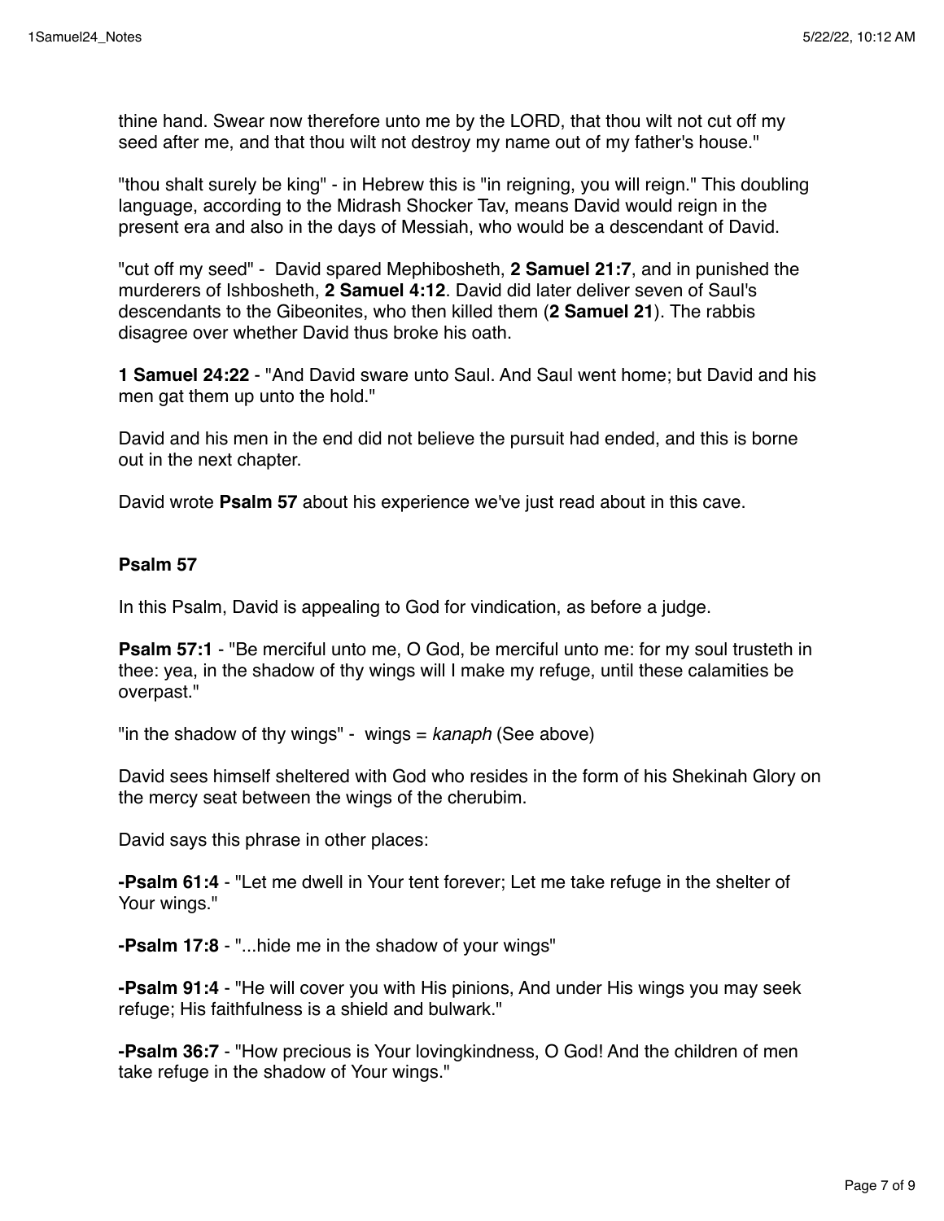thine hand. Swear now therefore unto me by the LORD, that thou wilt not cut off my seed after me, and that thou wilt not destroy my name out of my father's house."

"thou shalt surely be king" - in Hebrew this is "in reigning, you will reign." This doubling language, according to the Midrash Shocker Tav, means David would reign in the present era and also in the days of Messiah, who would be a descendant of David.

"cut off my seed" - David spared Mephibosheth, **2 Samuel 21:7**, and in punished the murderers of Ishbosheth, **2 Samuel 4:12**. David did later deliver seven of Saul's descendants to the Gibeonites, who then killed them (**2 Samuel 21**). The rabbis disagree over whether David thus broke his oath.

**1 Samuel 24:22** - "And David sware unto Saul. And Saul went home; but David and his men gat them up unto the hold."

David and his men in the end did not believe the pursuit had ended, and this is borne out in the next chapter.

David wrote **Psalm 57** about his experience we've just read about in this cave.

**Psalm 57**

In this Psalm, David is appealing to God for vindication, as before a judge.

**Psalm 57:1** - "Be merciful unto me, O God, be merciful unto me: for my soul trusteth in thee: yea, in the shadow of thy wings will I make my refuge, until these calamities be overpast."

"in the shadow of thy wings" - wings = *kanaph* (See above)

David sees himself sheltered with God who resides in the form of his Shekinah Glory on the mercy seat between the wings of the cherubim.

David says this phrase in other places:

**-Psalm 61:4** - "Let me dwell in Your tent forever; Let me take refuge in the shelter of Your wings."

**-Psalm 17:8** - "...hide me in the shadow of your wings"

**-Psalm 91:4** - "He will cover you with His pinions, And under His wings you may seek refuge; His faithfulness is a shield and bulwark."

**-Psalm 36:7** - "How precious is Your lovingkindness, O God! And the children of men take refuge in the shadow of Your wings."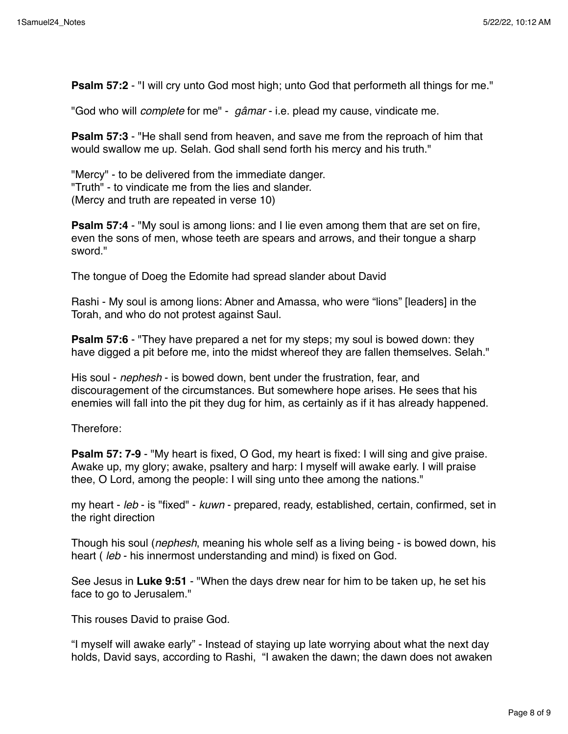**Psalm 57:2** - "I will cry unto God most high; unto God that performeth all things for me."

"God who will *complete* for me" - *gâmar* - i.e. plead my cause, vindicate me.

**Psalm 57:3** - "He shall send from heaven, and save me from the reproach of him that would swallow me up. Selah. God shall send forth his mercy and his truth."

"Mercy" - to be delivered from the immediate danger.
"Truth" - to vindicate me from the lies and slander.
(Mercy and truth are repeated in verse 10)

**Psalm 57:4** - "My soul is among lions: and I lie even among them that are set on fire, even the sons of men, whose teeth are spears and arrows, and their tongue a sharp sword."

The tongue of Doeg the Edomite had spread slander about David

Rashi - My soul is among lions: Abner and Amassa, who were "lions" [leaders] in the Torah, and who do not protest against Saul.

**Psalm 57:6** - "They have prepared a net for my steps; my soul is bowed down: they have digged a pit before me, into the midst whereof they are fallen themselves. Selah."

His soul - *nephesh* - is bowed down, bent under the frustration, fear, and discouragement of the circumstances. But somewhere hope arises. He sees that his enemies will fall into the pit they dug for him, as certainly as if it has already happened.

Therefore:

**Psalm 57: 7-9** - "My heart is fixed, O God, my heart is fixed: I will sing and give praise. Awake up, my glory; awake, psaltery and harp: I myself will awake early. I will praise thee, O Lord, among the people: I will sing unto thee among the nations."

my heart - *leb* - is "fixed" - *kuwn* - prepared, ready, established, certain, confirmed, set in the right direction

Though his soul (*nephesh*, meaning his whole self as a living being - is bowed down, his heart ( *leb* - his innermost understanding and mind) is fixed on God.

See Jesus in **Luke 9:51** - "When the days drew near for him to be taken up, he set his face to go to Jerusalem."

This rouses David to praise God.

"I myself will awake early" - Instead of staying up late worrying about what the next day holds, David says, according to Rashi, "I awaken the dawn; the dawn does not awaken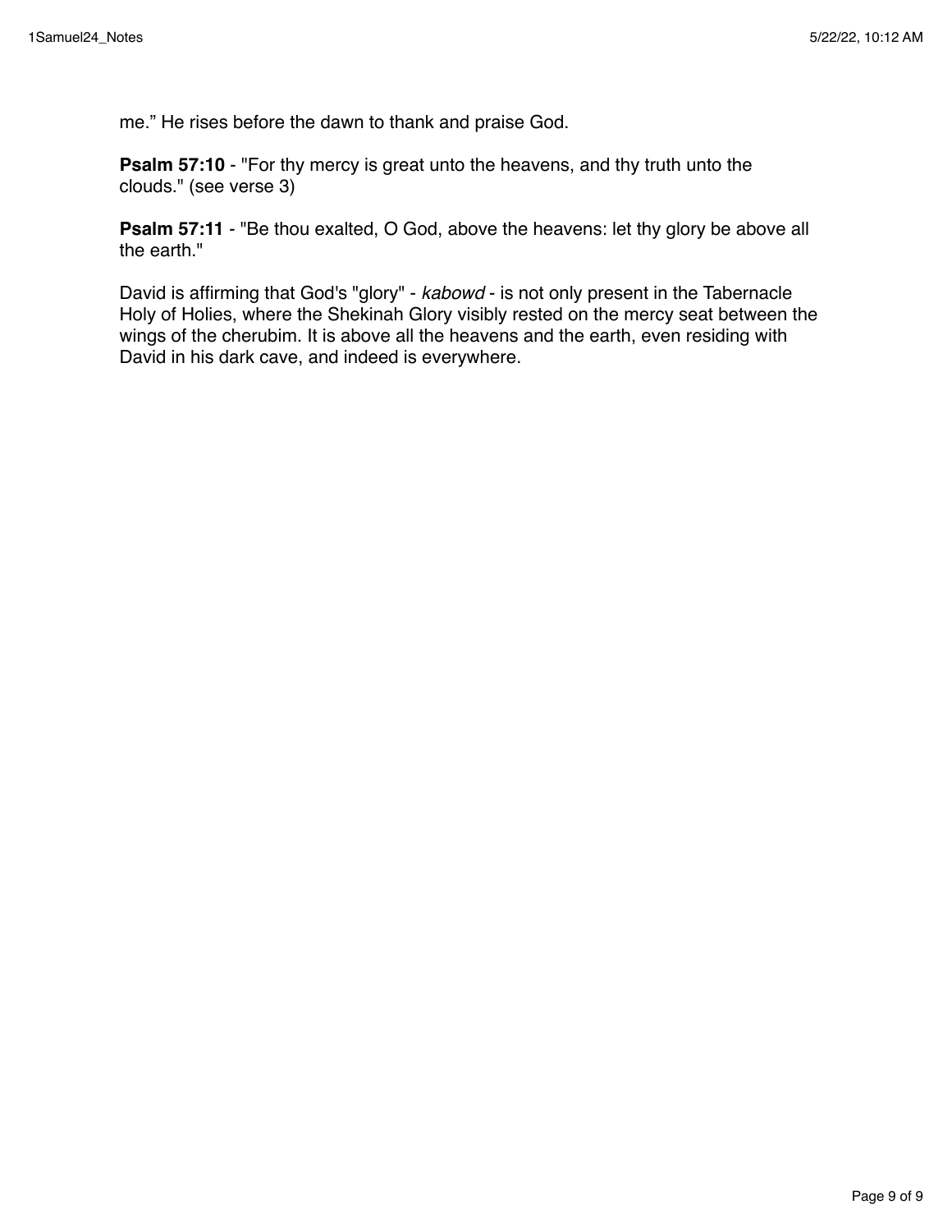me." He rises before the dawn to thank and praise God.

**Psalm 57:10** - "For thy mercy is great unto the heavens, and thy truth unto the clouds." (see verse 3)

**Psalm 57:11** - "Be thou exalted, O God, above the heavens: let thy glory be above all the earth."

David is affirming that God's "glory" - *kabowd* - is not only present in the Tabernacle Holy of Holies, where the Shekinah Glory visibly rested on the mercy seat between the wings of the cherubim. It is above all the heavens and the earth, even residing with David in his dark cave, and indeed is everywhere.